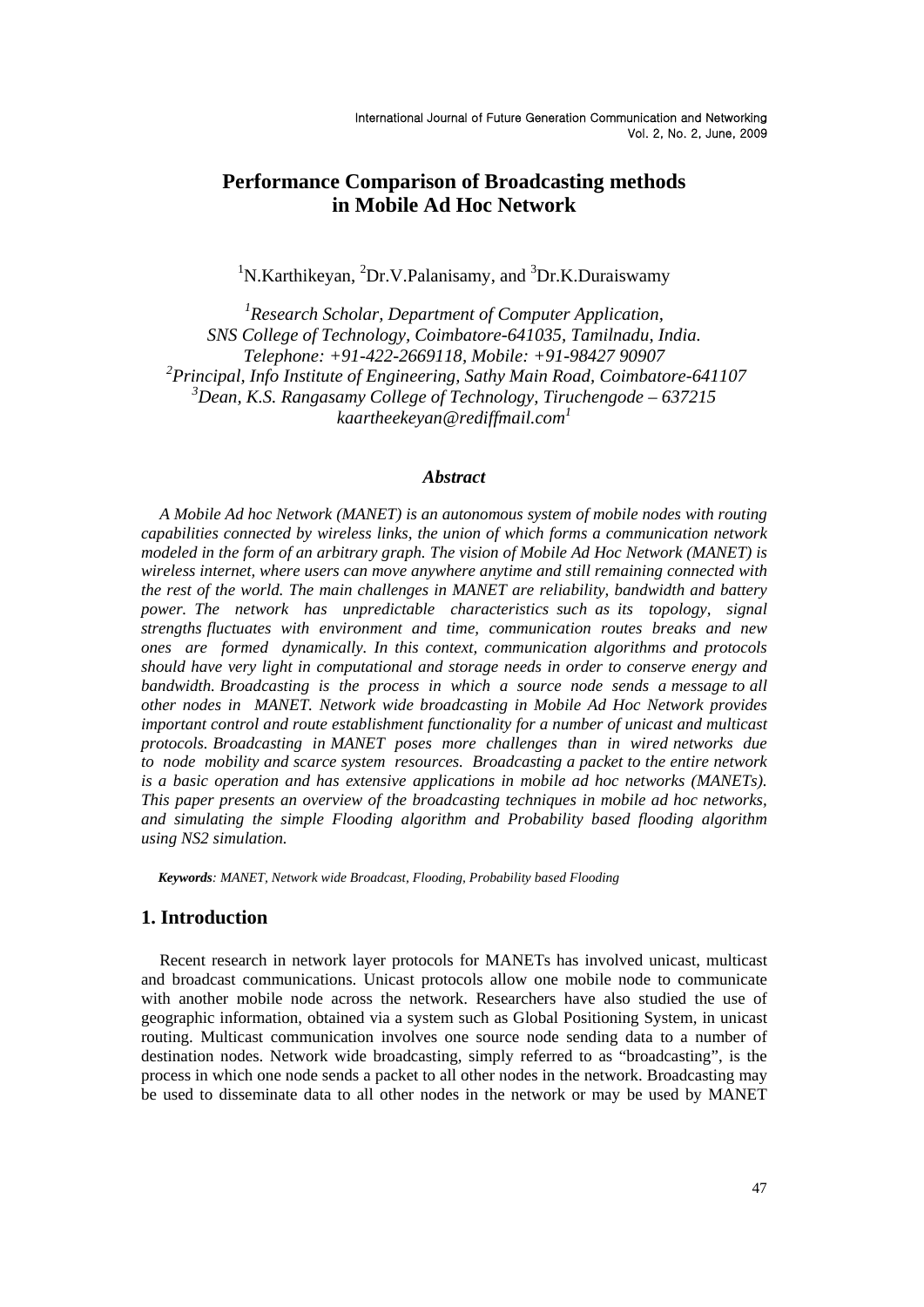# Performance Comparison of Broadcasting methods in Mobile Ad Hoc Network

[1]N.Karthikeyan, [2]Dr.V.Palanisamy, and [3]Dr.K.Duraiswamy

*[1]Research Scholar, Department of Computer Application,*
*SNS College of Technology, Coimbatore-641035, Tamilnadu, India.*
*Telephone: +91-422-2669118, Mobile: +91-98427 90907*
*[2]Principal, Info Institute of Engineering, Sathy Main Road, Coimbatore-641107*
*[3]Dean, K.S. Rangasamy College of Technology, Tiruchengode – 637215*
*kaartheekeyan@rediffmail.com[1]*

### *Abstract*

*A Mobile Ad hoc Network (MANET) is an autonomous system of mobile nodes with routing capabilities connected by wireless links, the union of which forms a communication network modeled in the form of an arbitrary graph. The vision of Mobile Ad Hoc Network (MANET) is wireless internet, where users can move anywhere anytime and still remaining connected with the rest of the world. The main challenges in MANET are reliability, bandwidth and battery power. The network has unpredictable characteristics such as its topology, signal strengths fluctuates with environment and time, communication routes breaks and new ones are formed dynamically. In this context, communication algorithms and protocols should have very light in computational and storage needs in order to conserve energy and bandwidth. Broadcasting is the process in which a source node sends a message to all other nodes in MANET. Network wide broadcasting in Mobile Ad Hoc Network provides important control and route establishment functionality for a number of unicast and multicast protocols. Broadcasting in MANET poses more challenges than in wired networks due to node mobility and scarce system resources. Broadcasting a packet to the entire network is a basic operation and has extensive applications in mobile ad hoc networks (MANETs). This paper presents an overview of the broadcasting techniques in mobile ad hoc networks, and simulating the simple Flooding algorithm and Probability based flooding algorithm using NS2 simulation.*

***Keywords**: MANET, Network wide Broadcast, Flooding, Probability based Flooding*

## 1. Introduction

Recent research in network layer protocols for MANETs has involved unicast, multicast and broadcast communications. Unicast protocols allow one mobile node to communicate with another mobile node across the network. Researchers have also studied the use of geographic information, obtained via a system such as Global Positioning System, in unicast routing. Multicast communication involves one source node sending data to a number of destination nodes. Network wide broadcasting, simply referred to as "broadcasting", is the process in which one node sends a packet to all other nodes in the network. Broadcasting may be used to disseminate data to all other nodes in the network or may be used by MANET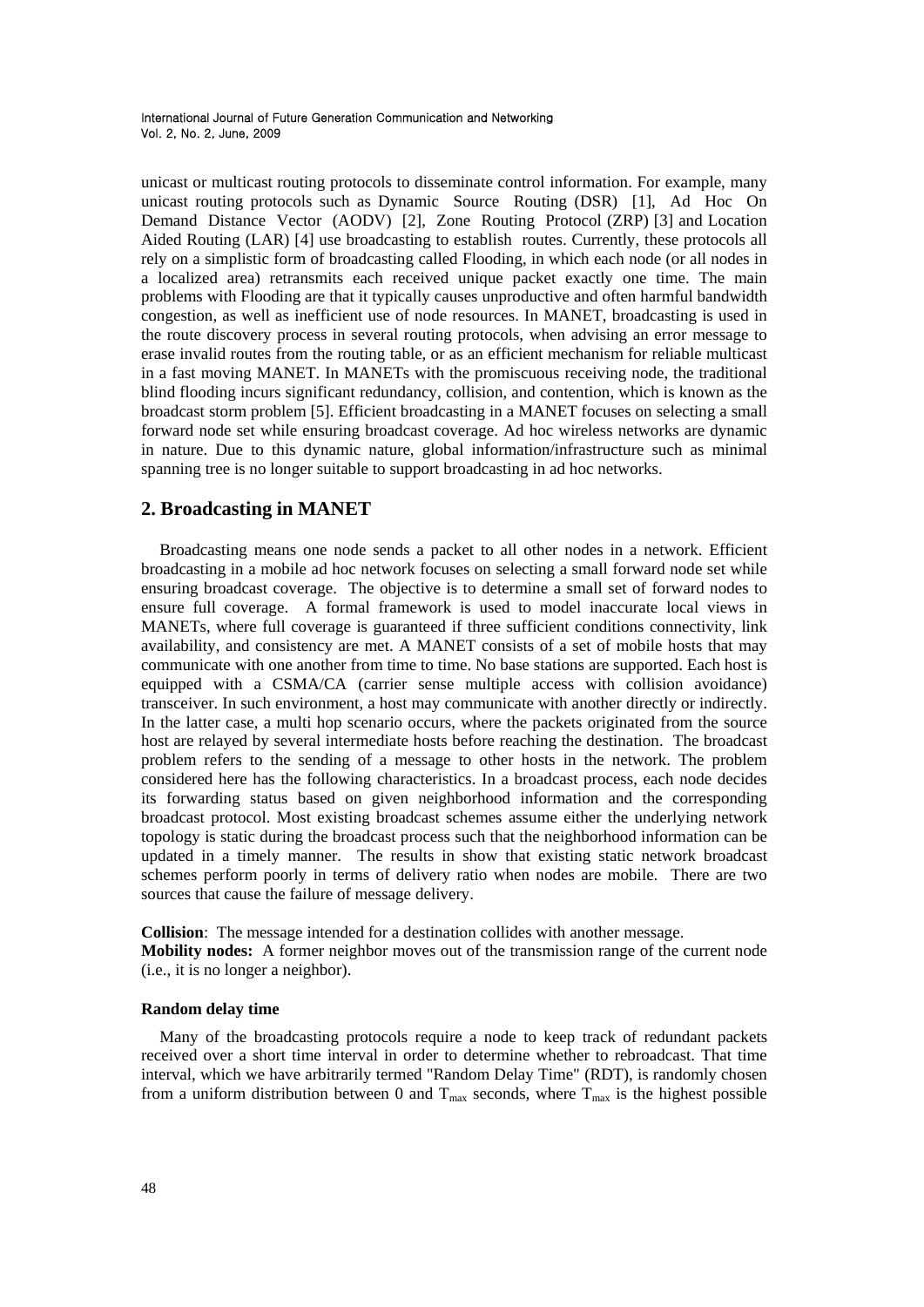unicast or multicast routing protocols to disseminate control information. For example, many unicast routing protocols such as Dynamic Source Routing (DSR) [1], Ad Hoc On Demand Distance Vector (AODV) [2], Zone Routing Protocol (ZRP) [3] and Location Aided Routing (LAR) [4] use broadcasting to establish routes. Currently, these protocols all rely on a simplistic form of broadcasting called Flooding, in which each node (or all nodes in a localized area) retransmits each received unique packet exactly one time. The main problems with Flooding are that it typically causes unproductive and often harmful bandwidth congestion, as well as inefficient use of node resources. In MANET, broadcasting is used in the route discovery process in several routing protocols, when advising an error message to erase invalid routes from the routing table, or as an efficient mechanism for reliable multicast in a fast moving MANET. In MANETs with the promiscuous receiving node, the traditional blind flooding incurs significant redundancy, collision, and contention, which is known as the broadcast storm problem [5]. Efficient broadcasting in a MANET focuses on selecting a small forward node set while ensuring broadcast coverage. Ad hoc wireless networks are dynamic in nature. Due to this dynamic nature, global information/infrastructure such as minimal spanning tree is no longer suitable to support broadcasting in ad hoc networks.

## 2. Broadcasting in MANET

Broadcasting means one node sends a packet to all other nodes in a network. Efficient broadcasting in a mobile ad hoc network focuses on selecting a small forward node set while ensuring broadcast coverage. The objective is to determine a small set of forward nodes to ensure full coverage. A formal framework is used to model inaccurate local views in MANETs, where full coverage is guaranteed if three sufficient conditions connectivity, link availability, and consistency are met. A MANET consists of a set of mobile hosts that may communicate with one another from time to time. No base stations are supported. Each host is equipped with a CSMA/CA (carrier sense multiple access with collision avoidance) transceiver. In such environment, a host may communicate with another directly or indirectly. In the latter case, a multi hop scenario occurs, where the packets originated from the source host are relayed by several intermediate hosts before reaching the destination. The broadcast problem refers to the sending of a message to other hosts in the network. The problem considered here has the following characteristics. In a broadcast process, each node decides its forwarding status based on given neighborhood information and the corresponding broadcast protocol. Most existing broadcast schemes assume either the underlying network topology is static during the broadcast process such that the neighborhood information can be updated in a timely manner. The results in show that existing static network broadcast schemes perform poorly in terms of delivery ratio when nodes are mobile. There are two sources that cause the failure of message delivery.

**Collision**: The message intended for a destination collides with another message.
**Mobility nodes:** A former neighbor moves out of the transmission range of the current node (i.e., it is no longer a neighbor).

#### Random delay time

Many of the broadcasting protocols require a node to keep track of redundant packets received over a short time interval in order to determine whether to rebroadcast. That time interval, which we have arbitrarily termed "Random Delay Time" (RDT), is randomly chosen from a uniform distribution between 0 and $T_{max}$ seconds, where $T_{max}$ is the highest possible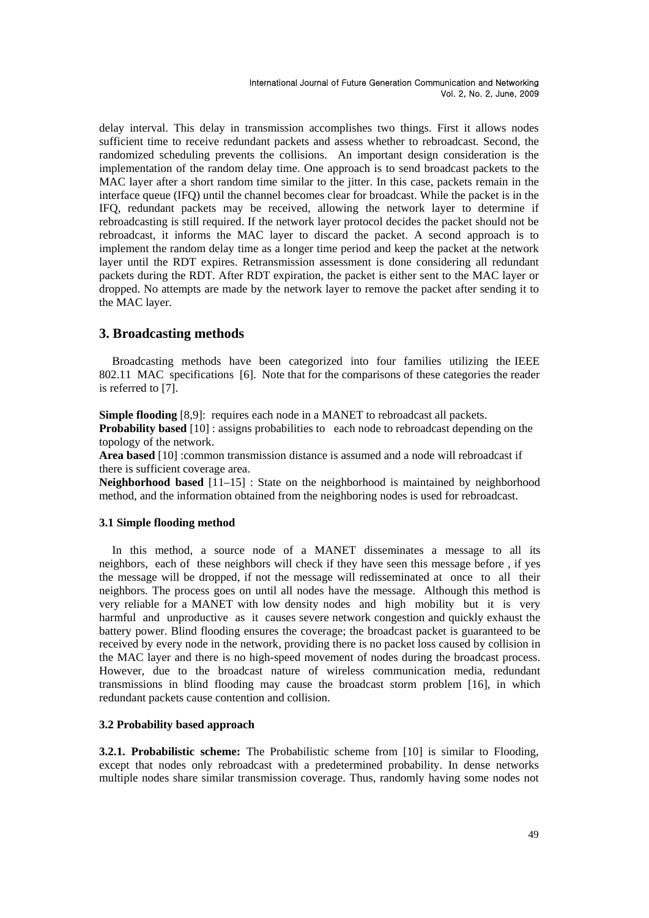delay interval. This delay in transmission accomplishes two things. First it allows nodes sufficient time to receive redundant packets and assess whether to rebroadcast. Second, the randomized scheduling prevents the collisions. An important design consideration is the implementation of the random delay time. One approach is to send broadcast packets to the MAC layer after a short random time similar to the jitter. In this case, packets remain in the interface queue (IFQ) until the channel becomes clear for broadcast. While the packet is in the IFQ, redundant packets may be received, allowing the network layer to determine if rebroadcasting is still required. If the network layer protocol decides the packet should not be rebroadcast, it informs the MAC layer to discard the packet. A second approach is to implement the random delay time as a longer time period and keep the packet at the network layer until the RDT expires. Retransmission assessment is done considering all redundant packets during the RDT. After RDT expiration, the packet is either sent to the MAC layer or dropped. No attempts are made by the network layer to remove the packet after sending it to the MAC layer.

## 3. Broadcasting methods

Broadcasting methods have been categorized into four families utilizing the IEEE 802.11 MAC specifications [6]. Note that for the comparisons of these categories the reader is referred to [7].

**Simple flooding** [8,9]: requires each node in a MANET to rebroadcast all packets.
**Probability based** [10] : assigns probabilities to each node to rebroadcast depending on the topology of the network.
**Area based** [10] :common transmission distance is assumed and a node will rebroadcast if there is sufficient coverage area.
**Neighborhood based** [11–15] : State on the neighborhood is maintained by neighborhood method, and the information obtained from the neighboring nodes is used for rebroadcast.

### 3.1 Simple flooding method

In this method, a source node of a MANET disseminates a message to all its neighbors, each of these neighbors will check if they have seen this message before , if yes the message will be dropped, if not the message will redisseminated at once to all their neighbors. The process goes on until all nodes have the message. Although this method is very reliable for a MANET with low density nodes and high mobility but it is very harmful and unproductive as it causes severe network congestion and quickly exhaust the battery power. Blind flooding ensures the coverage; the broadcast packet is guaranteed to be received by every node in the network, providing there is no packet loss caused by collision in the MAC layer and there is no high-speed movement of nodes during the broadcast process. However, due to the broadcast nature of wireless communication media, redundant transmissions in blind flooding may cause the broadcast storm problem [16], in which redundant packets cause contention and collision.

### 3.2 Probability based approach

**3.2.1. Probabilistic scheme:** The Probabilistic scheme from [10] is similar to Flooding, except that nodes only rebroadcast with a predetermined probability. In dense networks multiple nodes share similar transmission coverage. Thus, randomly having some nodes not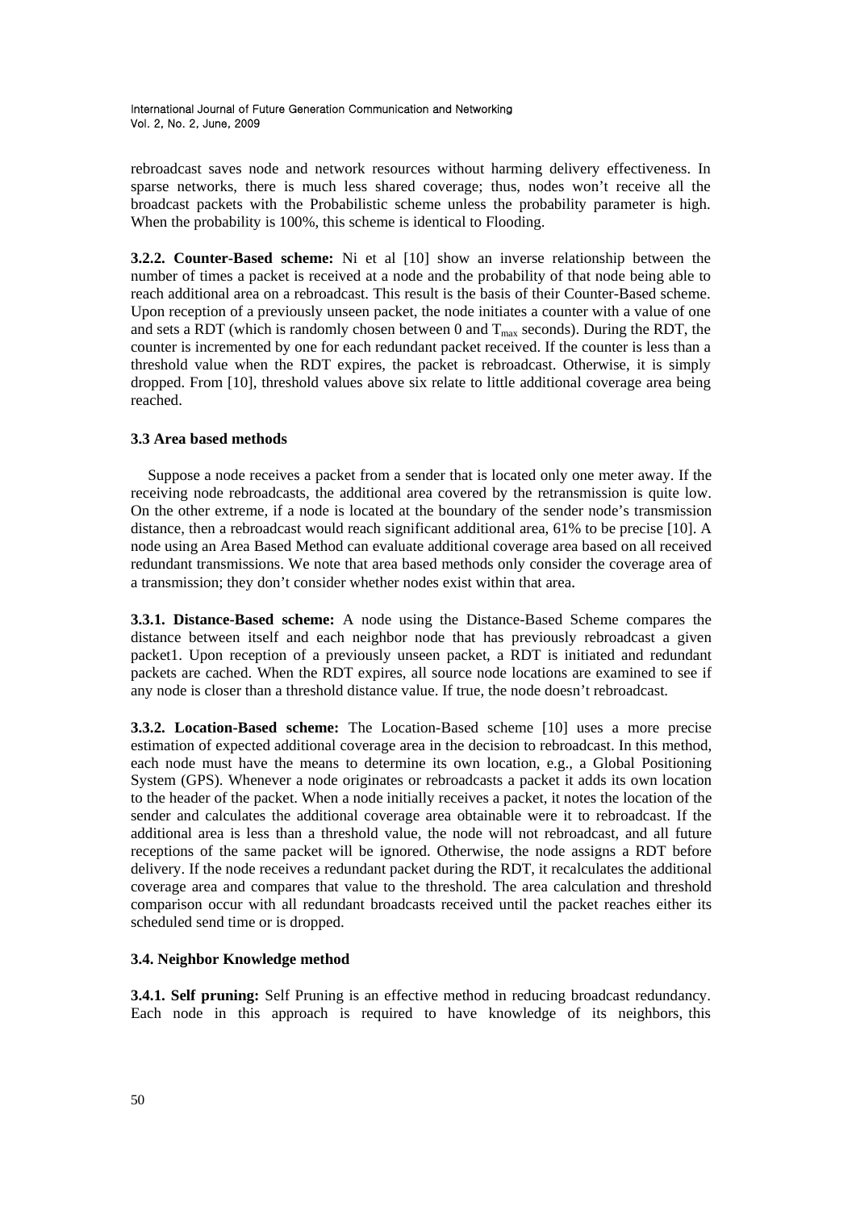rebroadcast saves node and network resources without harming delivery effectiveness. In sparse networks, there is much less shared coverage; thus, nodes won't receive all the broadcast packets with the Probabilistic scheme unless the probability parameter is high. When the probability is 100%, this scheme is identical to Flooding.

**3.2.2. Counter-Based scheme:** Ni et al [10] show an inverse relationship between the number of times a packet is received at a node and the probability of that node being able to reach additional area on a rebroadcast. This result is the basis of their Counter-Based scheme. Upon reception of a previously unseen packet, the node initiates a counter with a value of one and sets a RDT (which is randomly chosen between 0 and $T_{max}$ seconds). During the RDT, the counter is incremented by one for each redundant packet received. If the counter is less than a threshold value when the RDT expires, the packet is rebroadcast. Otherwise, it is simply dropped. From [10], threshold values above six relate to little additional coverage area being reached.

### 3.3 Area based methods

Suppose a node receives a packet from a sender that is located only one meter away. If the receiving node rebroadcasts, the additional area covered by the retransmission is quite low. On the other extreme, if a node is located at the boundary of the sender node's transmission distance, then a rebroadcast would reach significant additional area, 61% to be precise [10]. A node using an Area Based Method can evaluate additional coverage area based on all received redundant transmissions. We note that area based methods only consider the coverage area of a transmission; they don't consider whether nodes exist within that area.

**3.3.1. Distance-Based scheme:** A node using the Distance-Based Scheme compares the distance between itself and each neighbor node that has previously rebroadcast a given packet1. Upon reception of a previously unseen packet, a RDT is initiated and redundant packets are cached. When the RDT expires, all source node locations are examined to see if any node is closer than a threshold distance value. If true, the node doesn't rebroadcast.

**3.3.2. Location-Based scheme:** The Location-Based scheme [10] uses a more precise estimation of expected additional coverage area in the decision to rebroadcast. In this method, each node must have the means to determine its own location, e.g., a Global Positioning System (GPS). Whenever a node originates or rebroadcasts a packet it adds its own location to the header of the packet. When a node initially receives a packet, it notes the location of the sender and calculates the additional coverage area obtainable were it to rebroadcast. If the additional area is less than a threshold value, the node will not rebroadcast, and all future receptions of the same packet will be ignored. Otherwise, the node assigns a RDT before delivery. If the node receives a redundant packet during the RDT, it recalculates the additional coverage area and compares that value to the threshold. The area calculation and threshold comparison occur with all redundant broadcasts received until the packet reaches either its scheduled send time or is dropped.

### 3.4. Neighbor Knowledge method

**3.4.1. Self pruning:** Self Pruning is an effective method in reducing broadcast redundancy. Each node in this approach is required to have knowledge of its neighbors, this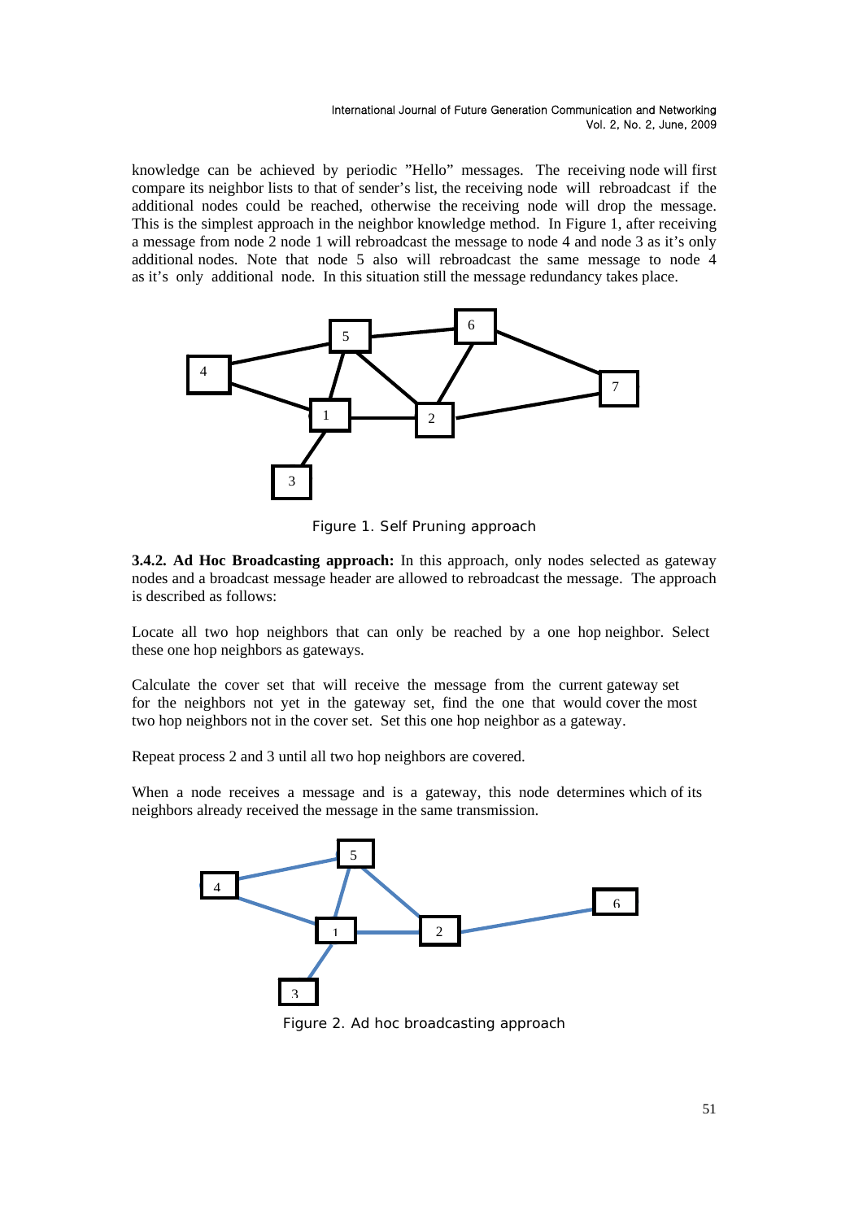knowledge can be achieved by periodic "Hello" messages. The receiving node will first compare its neighbor lists to that of sender's list, the receiving node will rebroadcast if the additional nodes could be reached, otherwise the receiving node will drop the message. This is the simplest approach in the neighbor knowledge method. In Figure 1, after receiving a message from node 2 node 1 will rebroadcast the message to node 4 and node 3 as it's only additional nodes. Note that node 5 also will rebroadcast the same message to node 4 as it's only additional node. In this situation still the message redundancy takes place.

Figure 1. Self Pruning approach

**3.4.2. Ad Hoc Broadcasting approach:** In this approach, only nodes selected as gateway nodes and a broadcast message header are allowed to rebroadcast the message. The approach is described as follows:

Locate all two hop neighbors that can only be reached by a one hop neighbor. Select these one hop neighbors as gateways.

Calculate the cover set that will receive the message from the current gateway set for the neighbors not yet in the gateway set, find the one that would cover the most two hop neighbors not in the cover set. Set this one hop neighbor as a gateway.

Repeat process 2 and 3 until all two hop neighbors are covered.

When a node receives a message and is a gateway, this node determines which of its neighbors already received the message in the same transmission.

Figure 2. Ad hoc broadcasting approach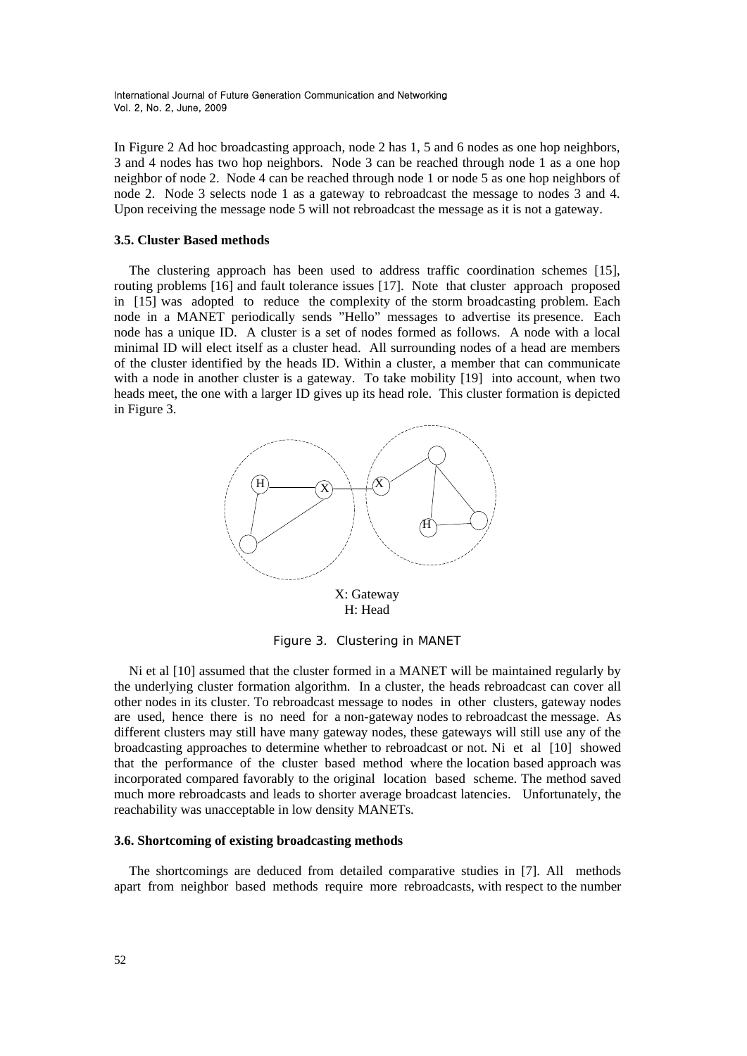In Figure 2 Ad hoc broadcasting approach, node 2 has 1, 5 and 6 nodes as one hop neighbors, 3 and 4 nodes has two hop neighbors. Node 3 can be reached through node 1 as a one hop neighbor of node 2. Node 4 can be reached through node 1 or node 5 as one hop neighbors of node 2. Node 3 selects node 1 as a gateway to rebroadcast the message to nodes 3 and 4. Upon receiving the message node 5 will not rebroadcast the message as it is not a gateway.

### 3.5. Cluster Based methods

The clustering approach has been used to address traffic coordination schemes [15], routing problems [16] and fault tolerance issues [17]. Note that cluster approach proposed in [15] was adopted to reduce the complexity of the storm broadcasting problem. Each node in a MANET periodically sends "Hello" messages to advertise its presence. Each node has a unique ID. A cluster is a set of nodes formed as follows. A node with a local minimal ID will elect itself as a cluster head. All surrounding nodes of a head are members of the cluster identified by the heads ID. Within a cluster, a member that can communicate with a node in another cluster is a gateway. To take mobility [19] into account, when two heads meet, the one with a larger ID gives up its head role. This cluster formation is depicted in Figure 3.

H
X
X
H

X: Gateway
H: Head

Figure 3. Clustering in MANET

Ni et al [10] assumed that the cluster formed in a MANET will be maintained regularly by the underlying cluster formation algorithm. In a cluster, the heads rebroadcast can cover all other nodes in its cluster. To rebroadcast message to nodes in other clusters, gateway nodes are used, hence there is no need for a non-gateway nodes to rebroadcast the message. As different clusters may still have many gateway nodes, these gateways will still use any of the broadcasting approaches to determine whether to rebroadcast or not. Ni et al [10] showed that the performance of the cluster based method where the location based approach was incorporated compared favorably to the original location based scheme. The method saved much more rebroadcasts and leads to shorter average broadcast latencies. Unfortunately, the reachability was unacceptable in low density MANETs.

### 3.6. Shortcoming of existing broadcasting methods

The shortcomings are deduced from detailed comparative studies in [7]. All methods apart from neighbor based methods require more rebroadcasts, with respect to the number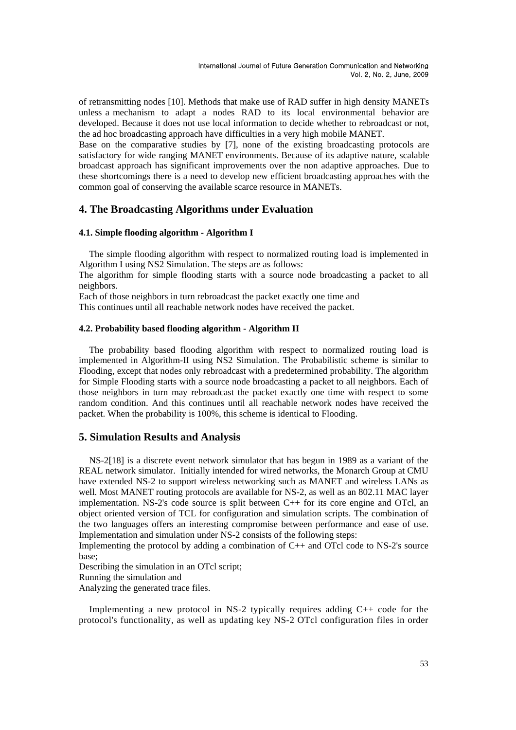of retransmitting nodes [10]. Methods that make use of RAD suffer in high density MANETs unless a mechanism to adapt a nodes RAD to its local environmental behavior are developed. Because it does not use local information to decide whether to rebroadcast or not, the ad hoc broadcasting approach have difficulties in a very high mobile MANET.

Base on the comparative studies by [7], none of the existing broadcasting protocols are satisfactory for wide ranging MANET environments. Because of its adaptive nature, scalable broadcast approach has significant improvements over the non adaptive approaches. Due to these shortcomings there is a need to develop new efficient broadcasting approaches with the common goal of conserving the available scarce resource in MANETs.

## 4. The Broadcasting Algorithms under Evaluation

### 4.1. Simple flooding algorithm - Algorithm I

The simple flooding algorithm with respect to normalized routing load is implemented in Algorithm I using NS2 Simulation. The steps are as follows:

The algorithm for simple flooding starts with a source node broadcasting a packet to all neighbors.

Each of those neighbors in turn rebroadcast the packet exactly one time and

This continues until all reachable network nodes have received the packet.

### 4.2. Probability based flooding algorithm - Algorithm II

The probability based flooding algorithm with respect to normalized routing load is implemented in Algorithm-II using NS2 Simulation. The Probabilistic scheme is similar to Flooding, except that nodes only rebroadcast with a predetermined probability. The algorithm for Simple Flooding starts with a source node broadcasting a packet to all neighbors. Each of those neighbors in turn may rebroadcast the packet exactly one time with respect to some random condition. And this continues until all reachable network nodes have received the packet. When the probability is 100%, this scheme is identical to Flooding.

## 5. Simulation Results and Analysis

NS-2[18] is a discrete event network simulator that has begun in 1989 as a variant of the REAL network simulator. Initially intended for wired networks, the Monarch Group at CMU have extended NS-2 to support wireless networking such as MANET and wireless LANs as well. Most MANET routing protocols are available for NS-2, as well as an 802.11 MAC layer implementation. NS-2's code source is split between C++ for its core engine and OTcl, an object oriented version of TCL for configuration and simulation scripts. The combination of the two languages offers an interesting compromise between performance and ease of use. Implementation and simulation under NS-2 consists of the following steps:

Implementing the protocol by adding a combination of C++ and OTcl code to NS-2's source base;

Describing the simulation in an OTcl script;

Running the simulation and

Analyzing the generated trace files.

Implementing a new protocol in NS-2 typically requires adding C++ code for the protocol's functionality, as well as updating key NS-2 OTcl configuration files in order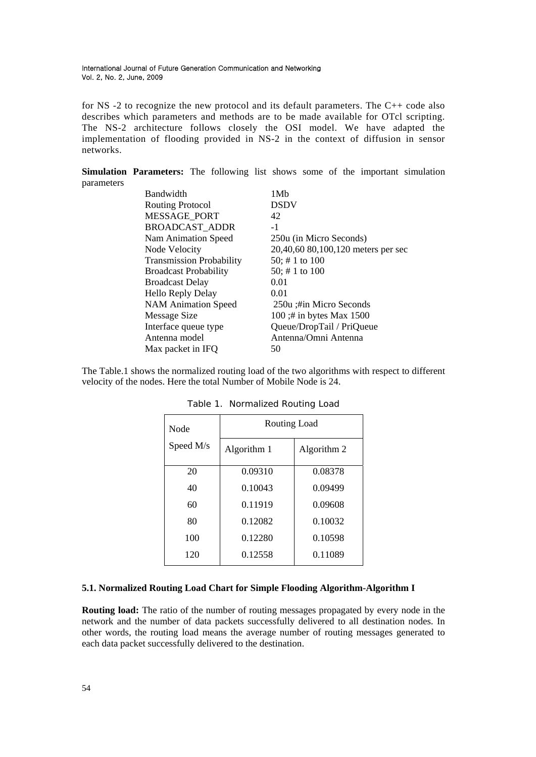for NS -2 to recognize the new protocol and its default parameters. The C++ code also describes which parameters and methods are to be made available for OTcl scripting. The NS-2 architecture follows closely the OSI model. We have adapted the implementation of flooding provided in NS-2 in the context of diffusion in sensor networks.

**Simulation Parameters:** The following list shows some of the important simulation parameters

| | |
|---|---|
| Bandwidth | 1Mb |
| Routing Protocol | DSDV |
| MESSAGE_PORT | 42 |
| BROADCAST_ADDR | -1 |
| Nam Animation Speed | 250u (in Micro Seconds) |
| Node Velocity | 20,40,60 80,100,120 meters per sec |
| Transmission Probability | 50; # 1 to 100 |
| Broadcast Probability | 50; # 1 to 100 |
| Broadcast Delay | 0.01 |
| Hello Reply Delay | 0.01 |
| NAM Animation Speed | 250u ;#in Micro Seconds |
| Message Size | 100 ;# in bytes Max 1500 |
| Interface queue type | Queue/DropTail / PriQueue |
| Antenna model | Antenna/Omni Antenna |
| Max packet in IFQ | 50 |

The Table.1 shows the normalized routing load of the two algorithms with respect to different velocity of the nodes. Here the total Number of Mobile Node is 24.

Table 1. Normalized Routing Load

| Node Speed M/s | Routing Load | |
|---|---|---|
| | Algorithm 1 | Algorithm 2 |
| 20 | 0.09310 | 0.08378 |
| 40 | 0.10043 | 0.09499 |
| 60 | 0.11919 | 0.09608 |
| 80 | 0.12082 | 0.10032 |
| 100 | 0.12280 | 0.10598 |
| 120 | 0.12558 | 0.11089 |

### 5.1. Normalized Routing Load Chart for Simple Flooding Algorithm-Algorithm I

**Routing load:** The ratio of the number of routing messages propagated by every node in the network and the number of data packets successfully delivered to all destination nodes. In other words, the routing load means the average number of routing messages generated to each data packet successfully delivered to the destination.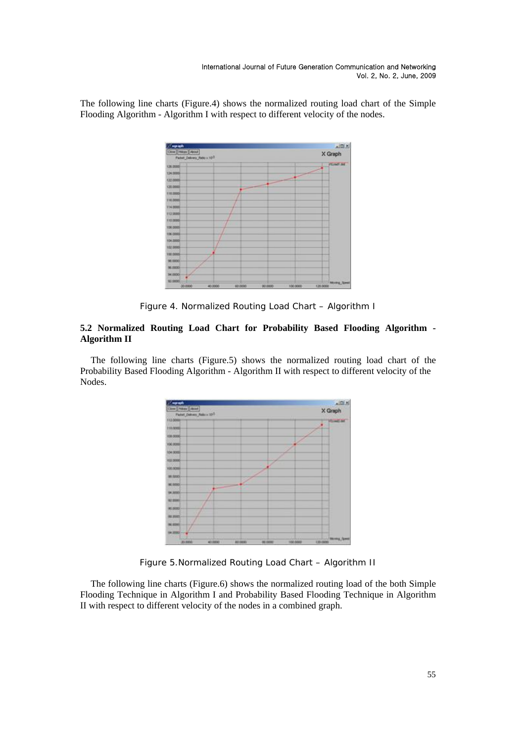The following line charts (Figure.4) shows the normalized routing load chart of the Simple Flooding Algorithm - Algorithm I with respect to different velocity of the nodes.

xgraph

Close Hdcpy About

X Graph

Packet_Delivery_Ratio x 10^-3

126.0000
124.0000
122.0000
120.0000
118.0000
116.0000
114.0000
112.0000
110.0000
108.0000
106.0000
104.0000
102.0000
100.0000
98.0000
96.0000
94.0000
92.0000

20.0000 40.0000 60.0000 80.0000 100.0000 120.0000

Moving_Speed

Figure 4. Normalized Routing Load Chart – Algorithm I

### 5.2 Normalized Routing Load Chart for Probability Based Flooding Algorithm - Algorithm II

The following line charts (Figure.5) shows the normalized routing load chart of the Probability Based Flooding Algorithm - Algorithm II with respect to different velocity of the Nodes.

xgraph

Close Hdcpy About

X Graph

Packet_Delivery_Ratio x 10^-3

112.0000
110.0000
108.0000
106.0000
104.0000
102.0000
100.0000
98.0000
96.0000
94.0000
92.0000
90.0000
88.0000
86.0000
84.0000

20.0000 40.0000 60.0000 80.0000 100.0000 120.0000

Moving_Speed

Figure 5.Normalized Routing Load Chart – Algorithm II

The following line charts (Figure.6) shows the normalized routing load of the both Simple Flooding Technique in Algorithm I and Probability Based Flooding Technique in Algorithm II with respect to different velocity of the nodes in a combined graph.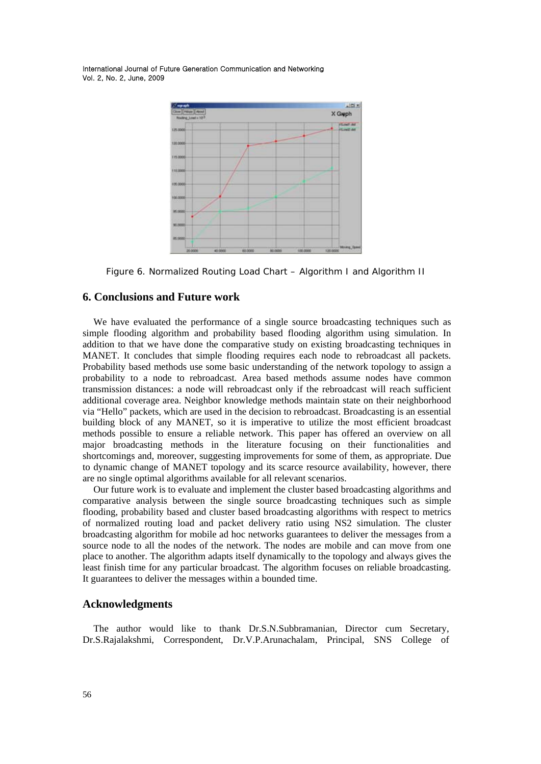Figure 6. Normalized Routing Load Chart – Algorithm I and Algorithm II

## 6. Conclusions and Future work

We have evaluated the performance of a single source broadcasting techniques such as simple flooding algorithm and probability based flooding algorithm using simulation. In addition to that we have done the comparative study on existing broadcasting techniques in MANET. It concludes that simple flooding requires each node to rebroadcast all packets. Probability based methods use some basic understanding of the network topology to assign a probability to a node to rebroadcast. Area based methods assume nodes have common transmission distances: a node will rebroadcast only if the rebroadcast will reach sufficient additional coverage area. Neighbor knowledge methods maintain state on their neighborhood via "Hello" packets, which are used in the decision to rebroadcast. Broadcasting is an essential building block of any MANET, so it is imperative to utilize the most efficient broadcast methods possible to ensure a reliable network. This paper has offered an overview on all major broadcasting methods in the literature focusing on their functionalities and shortcomings and, moreover, suggesting improvements for some of them, as appropriate. Due to dynamic change of MANET topology and its scarce resource availability, however, there are no single optimal algorithms available for all relevant scenarios.

Our future work is to evaluate and implement the cluster based broadcasting algorithms and comparative analysis between the single source broadcasting techniques such as simple flooding, probability based and cluster based broadcasting algorithms with respect to metrics of normalized routing load and packet delivery ratio using NS2 simulation. The cluster broadcasting algorithm for mobile ad hoc networks guarantees to deliver the messages from a source node to all the nodes of the network. The nodes are mobile and can move from one place to another. The algorithm adapts itself dynamically to the topology and always gives the least finish time for any particular broadcast. The algorithm focuses on reliable broadcasting. It guarantees to deliver the messages within a bounded time.

## Acknowledgments

The author would like to thank Dr.S.N.Subbramanian, Director cum Secretary, Dr.S.Rajalakshmi, Correspondent, Dr.V.P.Arunachalam, Principal, SNS College of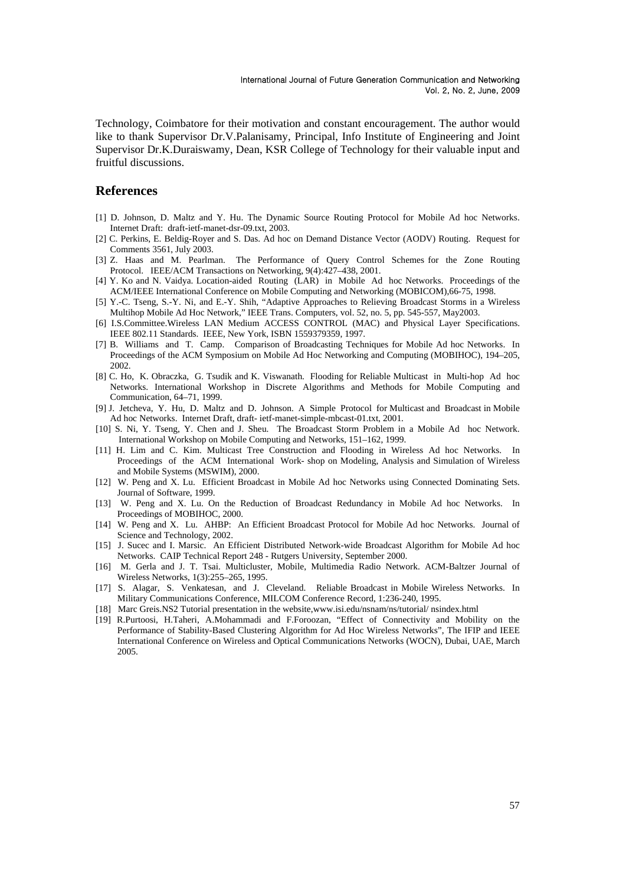Technology, Coimbatore for their motivation and constant encouragement. The author would like to thank Supervisor Dr.V.Palanisamy, Principal, Info Institute of Engineering and Joint Supervisor Dr.K.Duraiswamy, Dean, KSR College of Technology for their valuable input and fruitful discussions.

## References

[1] D. Johnson, D. Maltz and Y. Hu. The Dynamic Source Routing Protocol for Mobile Ad hoc Networks. Internet Draft: draft-ietf-manet-dsr-09.txt, 2003.

[2] C. Perkins, E. Beldig-Royer and S. Das. Ad hoc on Demand Distance Vector (AODV) Routing. Request for Comments 3561, July 2003.

[3] Z. Haas and M. Pearlman. The Performance of Query Control Schemes for the Zone Routing Protocol. IEEE/ACM Transactions on Networking, 9(4):427–438, 2001.

[4] Y. Ko and N. Vaidya. Location-aided Routing (LAR) in Mobile Ad hoc Networks. Proceedings of the ACM/IEEE International Conference on Mobile Computing and Networking (MOBICOM),66-75, 1998.

[5] Y.-C. Tseng, S.-Y. Ni, and E.-Y. Shih, "Adaptive Approaches to Relieving Broadcast Storms in a Wireless Multihop Mobile Ad Hoc Network," IEEE Trans. Computers, vol. 52, no. 5, pp. 545-557, May2003.

[6] I.S.Committee.Wireless LAN Medium ACCESS CONTROL (MAC) and Physical Layer Specifications. IEEE 802.11 Standards. IEEE, New York, ISBN 1559379359, 1997.

[7] B. Williams and T. Camp. Comparison of Broadcasting Techniques for Mobile Ad hoc Networks. In Proceedings of the ACM Symposium on Mobile Ad Hoc Networking and Computing (MOBIHOC), 194–205, 2002.

[8] C. Ho, K. Obraczka, G. Tsudik and K. Viswanath. Flooding for Reliable Multicast in Multi-hop Ad hoc Networks. International Workshop in Discrete Algorithms and Methods for Mobile Computing and Communication, 64–71, 1999.

[9] J. Jetcheva, Y. Hu, D. Maltz and D. Johnson. A Simple Protocol for Multicast and Broadcast in Mobile Ad hoc Networks. Internet Draft, draft- ietf-manet-simple-mbcast-01.txt, 2001.

[10] S. Ni, Y. Tseng, Y. Chen and J. Sheu. The Broadcast Storm Problem in a Mobile Ad hoc Network. International Workshop on Mobile Computing and Networks, 151–162, 1999.

[11] H. Lim and C. Kim. Multicast Tree Construction and Flooding in Wireless Ad hoc Networks. In Proceedings of the ACM International Work- shop on Modeling, Analysis and Simulation of Wireless and Mobile Systems (MSWIM), 2000.

[12] W. Peng and X. Lu. Efficient Broadcast in Mobile Ad hoc Networks using Connected Dominating Sets. Journal of Software, 1999.

[13] W. Peng and X. Lu. On the Reduction of Broadcast Redundancy in Mobile Ad hoc Networks. In Proceedings of MOBIHOC, 2000.

[14] W. Peng and X. Lu. AHBP: An Efficient Broadcast Protocol for Mobile Ad hoc Networks. Journal of Science and Technology, 2002.

[15] J. Sucec and I. Marsic. An Efficient Distributed Network-wide Broadcast Algorithm for Mobile Ad hoc Networks. CAIP Technical Report 248 - Rutgers University, September 2000.

[16] M. Gerla and J. T. Tsai. Multicluster, Mobile, Multimedia Radio Network. ACM-Baltzer Journal of Wireless Networks, 1(3):255–265, 1995.

[17] S. Alagar, S. Venkatesan, and J. Cleveland. Reliable Broadcast in Mobile Wireless Networks. In Military Communications Conference, MILCOM Conference Record, 1:236-240, 1995.

[18] Marc Greis.NS2 Tutorial presentation in the website,www.isi.edu/nsnam/ns/tutorial/ nsindex.html

[19] R.Purtoosi, H.Taheri, A.Mohammadi and F.Foroozan, "Effect of Connectivity and Mobility on the Performance of Stability-Based Clustering Algorithm for Ad Hoc Wireless Networks", The IFIP and IEEE International Conference on Wireless and Optical Communications Networks (WOCN), Dubai, UAE, March 2005.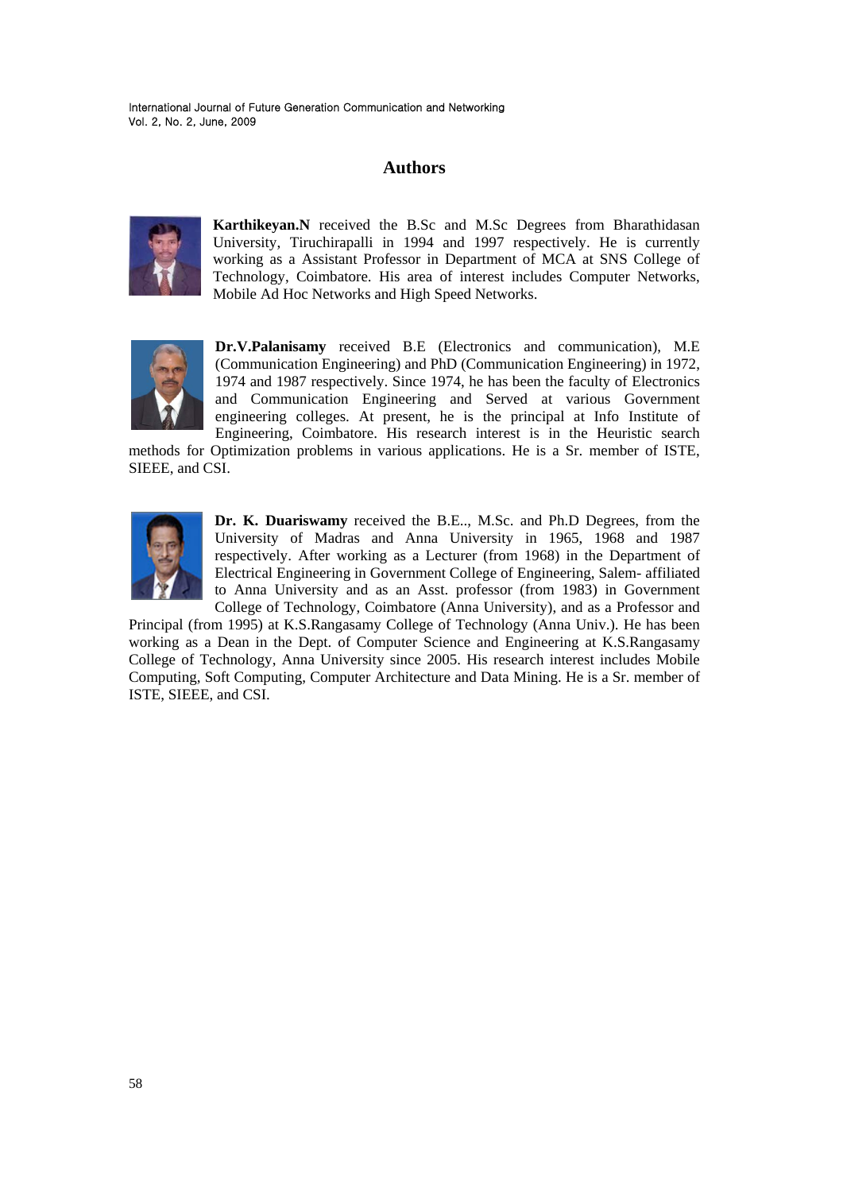## Authors

**Karthikeyan.N** received the B.Sc and M.Sc Degrees from Bharathidasan University, Tiruchirapalli in 1994 and 1997 respectively. He is currently working as a Assistant Professor in Department of MCA at SNS College of Technology, Coimbatore. His area of interest includes Computer Networks, Mobile Ad Hoc Networks and High Speed Networks.

**Dr.V.Palanisamy** received B.E (Electronics and communication), M.E (Communication Engineering) and PhD (Communication Engineering) in 1972, 1974 and 1987 respectively. Since 1974, he has been the faculty of Electronics and Communication Engineering and Served at various Government engineering colleges. At present, he is the principal at Info Institute of Engineering, Coimbatore. His research interest is in the Heuristic search methods for Optimization problems in various applications. He is a Sr. member of ISTE, SIEEE, and CSI.

**Dr. K. Duariswamy** received the B.E.., M.Sc. and Ph.D Degrees, from the University of Madras and Anna University in 1965, 1968 and 1987 respectively. After working as a Lecturer (from 1968) in the Department of Electrical Engineering in Government College of Engineering, Salem- affiliated to Anna University and as an Asst. professor (from 1983) in Government College of Technology, Coimbatore (Anna University), and as a Professor and Principal (from 1995) at K.S.Rangasamy College of Technology (Anna Univ.). He has been working as a Dean in the Dept. of Computer Science and Engineering at K.S.Rangasamy College of Technology, Anna University since 2005. His research interest includes Mobile Computing, Soft Computing, Computer Architecture and Data Mining. He is a Sr. member of ISTE, SIEEE, and CSI.